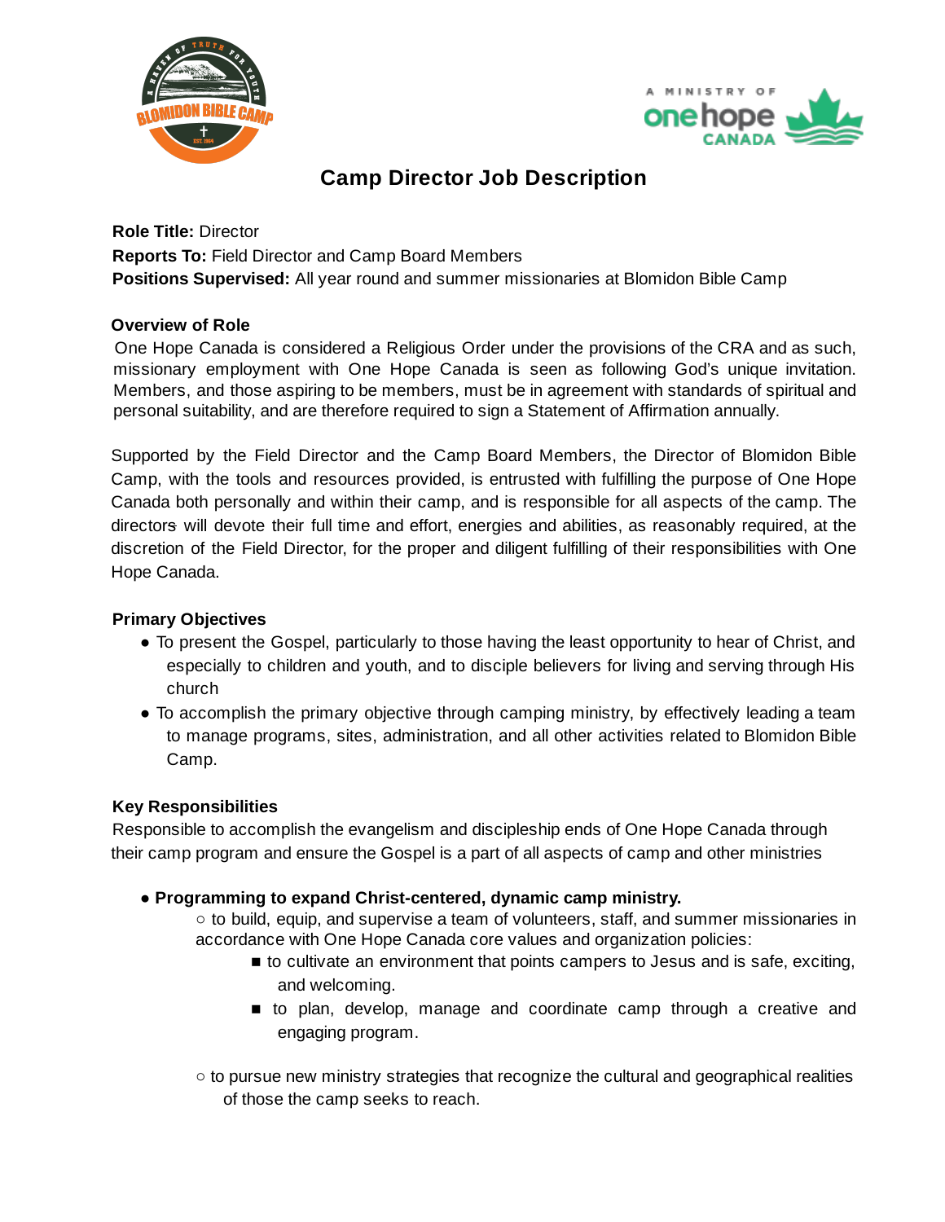# Camp Director Job Description

**Role Title:** Director
**Reports To:** Field Director and Camp Board Members
**Positions Supervised:** All year round and summer missionaries at Blomidon Bible Camp

### Overview of Role

One Hope Canada is considered a Religious Order under the provisions of the CRA and as such, missionary employment with One Hope Canada is seen as following God's unique invitation. Members, and those aspiring to be members, must be in agreement with standards of spiritual and personal suitability, and are therefore required to sign a Statement of Affirmation annually.

Supported by the Field Director and the Camp Board Members, the Director of Blomidon Bible Camp, with the tools and resources provided, is entrusted with fulfilling the purpose of One Hope Canada both personally and within their camp, and is responsible for all aspects of the camp. The directors will devote their full time and effort, energies and abilities, as reasonably required, at the discretion of the Field Director, for the proper and diligent fulfilling of their responsibilities with One Hope Canada.

### Primary Objectives

- To present the Gospel, particularly to those having the least opportunity to hear of Christ, and especially to children and youth, and to disciple believers for living and serving through His church
- To accomplish the primary objective through camping ministry, by effectively leading a team to manage programs, sites, administration, and all other activities related to Blomidon Bible Camp.

### Key Responsibilities

Responsible to accomplish the evangelism and discipleship ends of One Hope Canada through their camp program and ensure the Gospel is a part of all aspects of camp and other ministries

- **Programming to expand Christ-centered, dynamic camp ministry.**
  - to build, equip, and supervise a team of volunteers, staff, and summer missionaries in accordance with One Hope Canada core values and organization policies:
    - to cultivate an environment that points campers to Jesus and is safe, exciting, and welcoming.
    - to plan, develop, manage and coordinate camp through a creative and engaging program.
  - to pursue new ministry strategies that recognize the cultural and geographical realities of those the camp seeks to reach.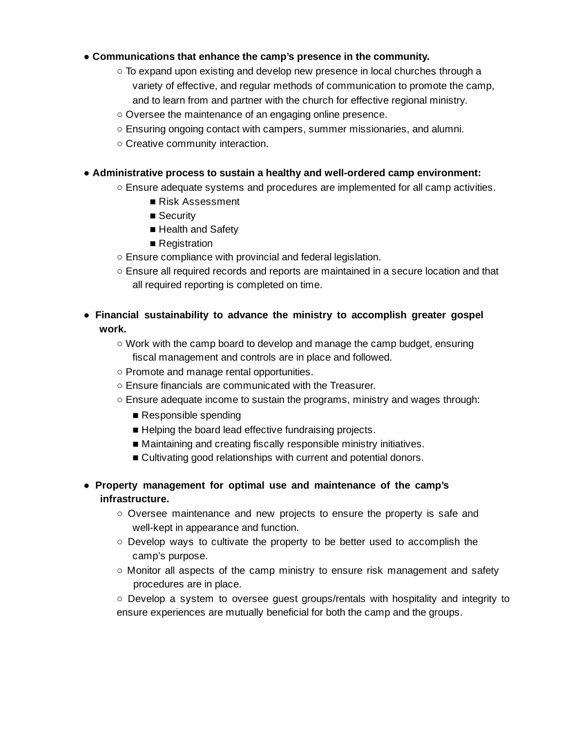- **Communications that enhance the camp's presence in the community.**
  - To expand upon existing and develop new presence in local churches through a variety of effective, and regular methods of communication to promote the camp, and to learn from and partner with the church for effective regional ministry.
  - Oversee the maintenance of an engaging online presence.
  - Ensuring ongoing contact with campers, summer missionaries, and alumni.
  - Creative community interaction.

- **Administrative process to sustain a healthy and well-ordered camp environment:**
  - Ensure adequate systems and procedures are implemented for all camp activities.
    - Risk Assessment
    - Security
    - Health and Safety
    - Registration
  - Ensure compliance with provincial and federal legislation.
  - Ensure all required records and reports are maintained in a secure location and that all required reporting is completed on time.

- **Financial sustainability to advance the ministry to accomplish greater gospel work.**
  - Work with the camp board to develop and manage the camp budget, ensuring fiscal management and controls are in place and followed.
  - Promote and manage rental opportunities.
  - Ensure financials are communicated with the Treasurer.
  - Ensure adequate income to sustain the programs, ministry and wages through:
    - Responsible spending
    - Helping the board lead effective fundraising projects.
    - Maintaining and creating fiscally responsible ministry initiatives.
    - Cultivating good relationships with current and potential donors.

- **Property management for optimal use and maintenance of the camp's infrastructure.**
  - Oversee maintenance and new projects to ensure the property is safe and well-kept in appearance and function.
  - Develop ways to cultivate the property to be better used to accomplish the camp's purpose.
  - Monitor all aspects of the camp ministry to ensure risk management and safety procedures are in place.
  - Develop a system to oversee guest groups/rentals with hospitality and integrity to ensure experiences are mutually beneficial for both the camp and the groups.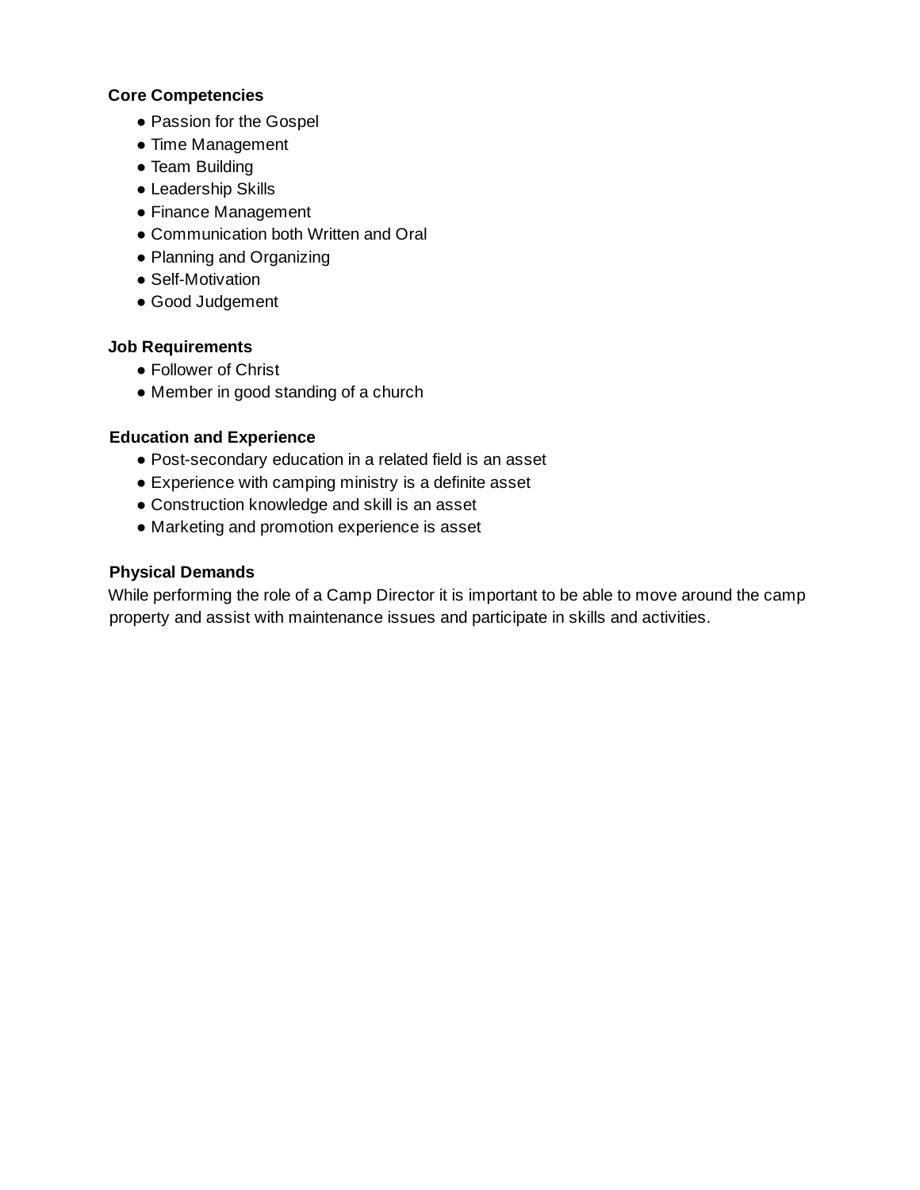**Core Competencies**

- Passion for the Gospel
- Time Management
- Team Building
- Leadership Skills
- Finance Management
- Communication both Written and Oral
- Planning and Organizing
- Self-Motivation
- Good Judgement

**Job Requirements**

- Follower of Christ
- Member in good standing of a church

**Education and Experience**

- Post-secondary education in a related field is an asset
- Experience with camping ministry is a definite asset
- Construction knowledge and skill is an asset
- Marketing and promotion experience is asset

**Physical Demands**

While performing the role of a Camp Director it is important to be able to move around the camp property and assist with maintenance issues and participate in skills and activities.